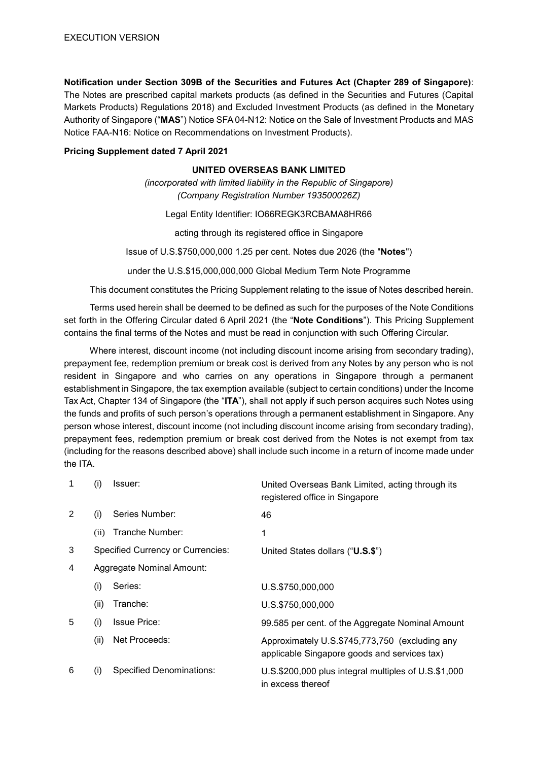EXECUTION VERSION

**Notification under Section 309B of the Securities and Futures Act (Chapter 289 of Singapore)**: The Notes are prescribed capital markets products (as defined in the Securities and Futures (Capital Markets Products) Regulations 2018) and Excluded Investment Products (as defined in the Monetary Authority of Singapore ("**MAS**") Notice SFA 04-N12: Notice on the Sale of Investment Products and MAS Notice FAA-N16: Notice on Recommendations on Investment Products).

**Pricing Supplement dated 7 April 2021**

**UNITED OVERSEAS BANK LIMITED**

*(incorporated with limited liability in the Republic of Singapore)*
*(Company Registration Number 193500026Z)*

Legal Entity Identifier: IO66REGK3RCBAMA8HR66

acting through its registered office in Singapore

Issue of U.S.$750,000,000 1.25 per cent. Notes due 2026 (the "**Notes**")

under the U.S.$15,000,000,000 Global Medium Term Note Programme

This document constitutes the Pricing Supplement relating to the issue of Notes described herein.

Terms used herein shall be deemed to be defined as such for the purposes of the Note Conditions set forth in the Offering Circular dated 6 April 2021 (the "**Note Conditions**"). This Pricing Supplement contains the final terms of the Notes and must be read in conjunction with such Offering Circular.

Where interest, discount income (not including discount income arising from secondary trading), prepayment fee, redemption premium or break cost is derived from any Notes by any person who is not resident in Singapore and who carries on any operations in Singapore through a permanent establishment in Singapore, the tax exemption available (subject to certain conditions) under the Income Tax Act, Chapter 134 of Singapore (the "**ITA**"), shall not apply if such person acquires such Notes using the funds and profits of such person's operations through a permanent establishment in Singapore. Any person whose interest, discount income (not including discount income arising from secondary trading), prepayment fees, redemption premium or break cost derived from the Notes is not exempt from tax (including for the reasons described above) shall include such income in a return of income made under the ITA.

| | | | |
|---|---|---|---|
| 1 | (i) | Issuer: | United Overseas Bank Limited, acting through its registered office in Singapore |
| 2 | (i) | Series Number: | 46 |
| | (ii) | Tranche Number: | 1 |
| 3 | | Specified Currency or Currencies: | United States dollars ("**U.S.$**") |
| 4 | | Aggregate Nominal Amount: | |
| | (i) | Series: | U.S.$750,000,000 |
| | (ii) | Tranche: | U.S.$750,000,000 |
| 5 | (i) | Issue Price: | 99.585 per cent. of the Aggregate Nominal Amount |
| | (ii) | Net Proceeds: | Approximately U.S.$745,773,750 (excluding any applicable Singapore goods and services tax) |
| 6 | (i) | Specified Denominations: | U.S.$200,000 plus integral multiples of U.S.$1,000 in excess thereof |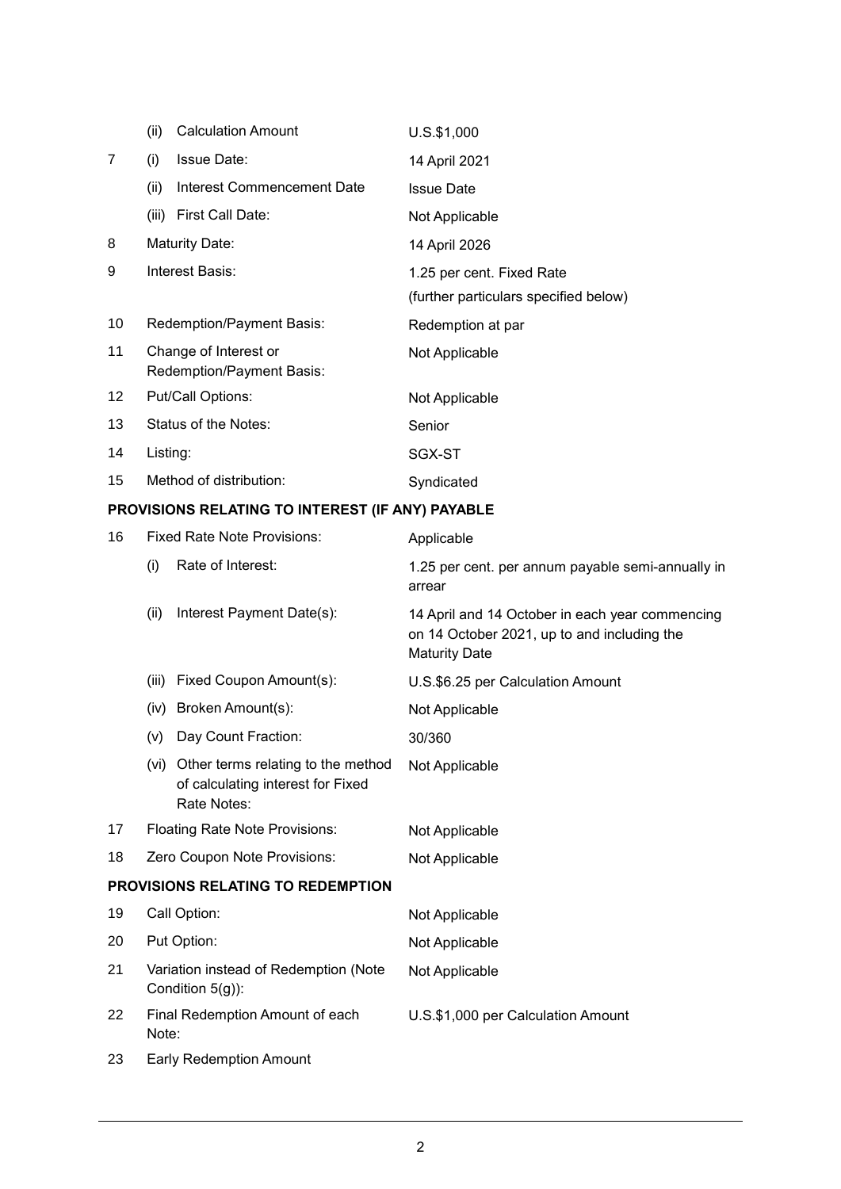| | | |
|---|---|---|
| | (ii) Calculation Amount | U.S.$1,000 |
| 7 | (i) Issue Date: | 14 April 2021 |
| | (ii) Interest Commencement Date | Issue Date |
| | (iii) First Call Date: | Not Applicable |
| 8 | Maturity Date: | 14 April 2026 |
| 9 | Interest Basis: | 1.25 per cent. Fixed Rate<br>(further particulars specified below) |
| 10 | Redemption/Payment Basis: | Redemption at par |
| 11 | Change of Interest or Redemption/Payment Basis: | Not Applicable |
| 12 | Put/Call Options: | Not Applicable |
| 13 | Status of the Notes: | Senior |
| 14 | Listing: | SGX-ST |
| 15 | Method of distribution: | Syndicated |

**PROVISIONS RELATING TO INTEREST (IF ANY) PAYABLE**

| | | |
|---|---|---|
| 16 | Fixed Rate Note Provisions: | Applicable |
| | (i) Rate of Interest: | 1.25 per cent. per annum payable semi-annually in arrear |
| | (ii) Interest Payment Date(s): | 14 April and 14 October in each year commencing on 14 October 2021, up to and including the Maturity Date |
| | (iii) Fixed Coupon Amount(s): | U.S.$6.25 per Calculation Amount |
| | (iv) Broken Amount(s): | Not Applicable |
| | (v) Day Count Fraction: | 30/360 |
| | (vi) Other terms relating to the method of calculating interest for Fixed Rate Notes: | Not Applicable |
| 17 | Floating Rate Note Provisions: | Not Applicable |
| 18 | Zero Coupon Note Provisions: | Not Applicable |

**PROVISIONS RELATING TO REDEMPTION**

| | | |
|---|---|---|
| 19 | Call Option: | Not Applicable |
| 20 | Put Option: | Not Applicable |
| 21 | Variation instead of Redemption (Note Condition 5(g)): | Not Applicable |
| 22 | Final Redemption Amount of each Note: | U.S.$1,000 per Calculation Amount |
| 23 | Early Redemption Amount | |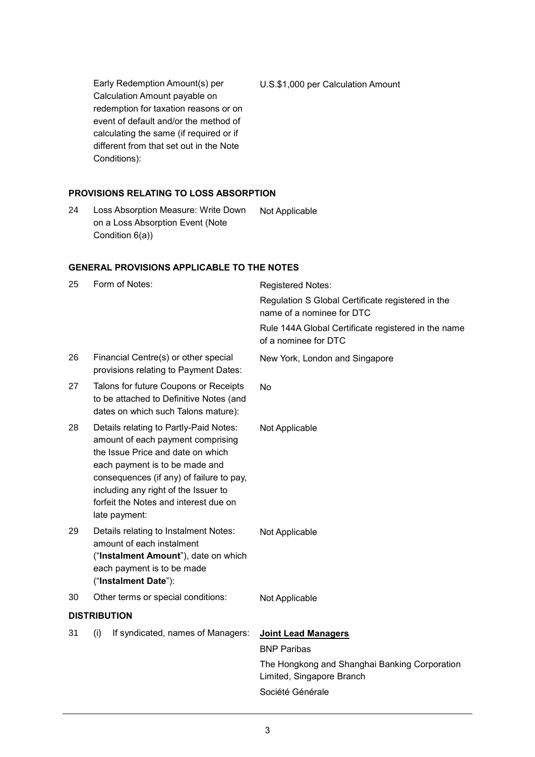| | | |
|---|---|---|
| | Early Redemption Amount(s) per Calculation Amount payable on redemption for taxation reasons or on event of default and/or the method of calculating the same (if required or if different from that set out in the Note Conditions): | U.S.$1,000 per Calculation Amount |

**PROVISIONS RELATING TO LOSS ABSORPTION**

| | | |
|---|---|---|
| 24 | Loss Absorption Measure: Write Down on a Loss Absorption Event (Note Condition 6(a)) | Not Applicable |

**GENERAL PROVISIONS APPLICABLE TO THE NOTES**

| | | |
|---|---|---|
| 25 | Form of Notes: | Registered Notes:<br>Regulation S Global Certificate registered in the name of a nominee for DTC<br>Rule 144A Global Certificate registered in the name of a nominee for DTC |
| 26 | Financial Centre(s) or other special provisions relating to Payment Dates: | New York, London and Singapore |
| 27 | Talons for future Coupons or Receipts to be attached to Definitive Notes (and dates on which such Talons mature): | No |
| 28 | Details relating to Partly-Paid Notes: amount of each payment comprising the Issue Price and date on which each payment is to be made and consequences (if any) of failure to pay, including any right of the Issuer to forfeit the Notes and interest due on late payment: | Not Applicable |
| 29 | Details relating to Instalment Notes: amount of each instalment ("**Instalment Amount**"), date on which each payment is to be made ("**Instalment Date**"): | Not Applicable |
| 30 | Other terms or special conditions: | Not Applicable |

**DISTRIBUTION**

| | | |
|---|---|---|
| 31 | (i) If syndicated, names of Managers: | **Joint Lead Managers**<br>BNP Paribas<br>The Hongkong and Shanghai Banking Corporation Limited, Singapore Branch<br>Société Générale |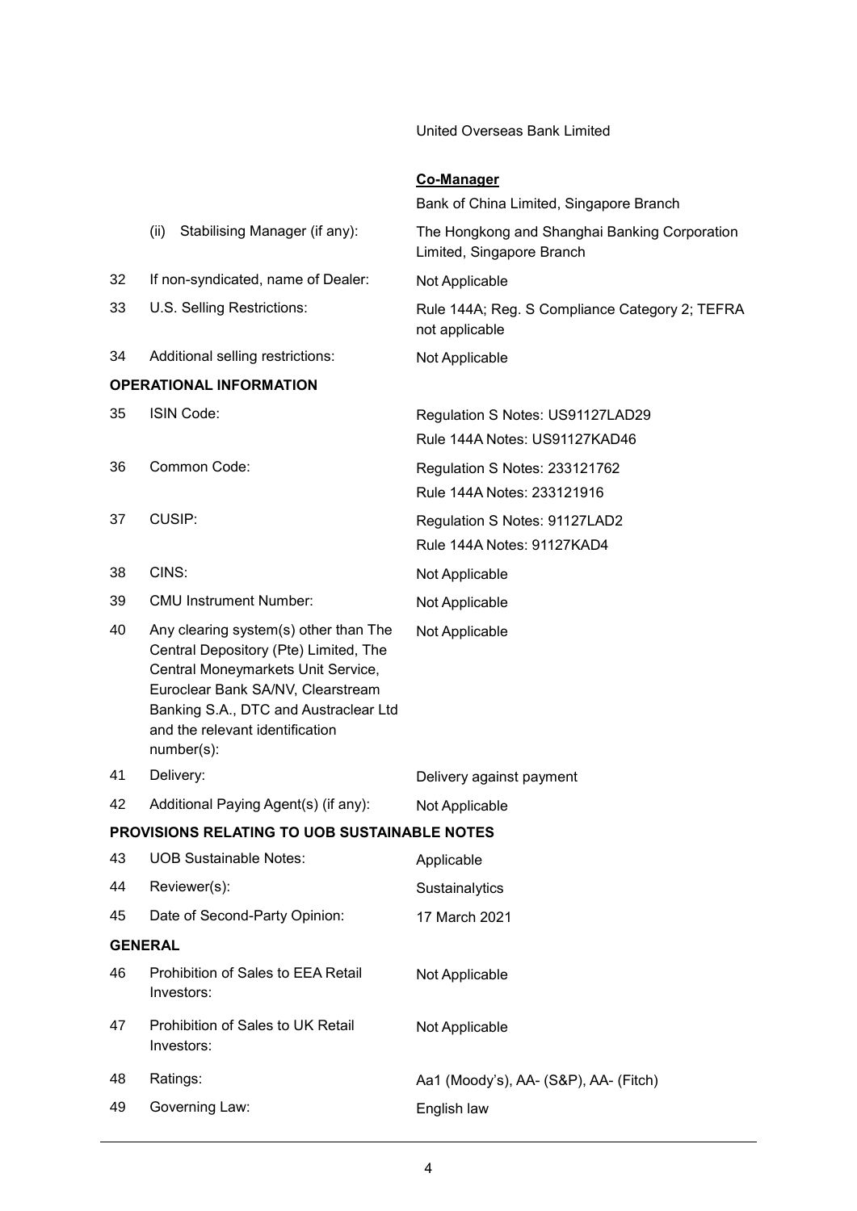| | | |
|---|---|---|
| | | United Overseas Bank Limited |
| | | **Co-Manager** |
| | | Bank of China Limited, Singapore Branch |
| | (ii) Stabilising Manager (if any): | The Hongkong and Shanghai Banking Corporation Limited, Singapore Branch |
| 32 | If non-syndicated, name of Dealer: | Not Applicable |
| 33 | U.S. Selling Restrictions: | Rule 144A; Reg. S Compliance Category 2; TEFRA not applicable |
| 34 | Additional selling restrictions: | Not Applicable |

**OPERATIONAL INFORMATION**

| | | |
|---|---|---|
| 35 | ISIN Code: | Regulation S Notes: US91127LAD29<br>Rule 144A Notes: US91127KAD46 |
| 36 | Common Code: | Regulation S Notes: 233121762<br>Rule 144A Notes: 233121916 |
| 37 | CUSIP: | Regulation S Notes: 91127LAD2<br>Rule 144A Notes: 91127KAD4 |
| 38 | CINS: | Not Applicable |
| 39 | CMU Instrument Number: | Not Applicable |
| 40 | Any clearing system(s) other than The Central Depository (Pte) Limited, The Central Moneymarkets Unit Service, Euroclear Bank SA/NV, Clearstream Banking S.A., DTC and Austraclear Ltd and the relevant identification number(s): | Not Applicable |
| 41 | Delivery: | Delivery against payment |
| 42 | Additional Paying Agent(s) (if any): | Not Applicable |

**PROVISIONS RELATING TO UOB SUSTAINABLE NOTES**

| | | |
|---|---|---|
| 43 | UOB Sustainable Notes: | Applicable |
| 44 | Reviewer(s): | Sustainalytics |
| 45 | Date of Second-Party Opinion: | 17 March 2021 |

**GENERAL**

| | | |
|---|---|---|
| 46 | Prohibition of Sales to EEA Retail Investors: | Not Applicable |
| 47 | Prohibition of Sales to UK Retail Investors: | Not Applicable |
| 48 | Ratings: | Aa1 (Moody's), AA- (S&P), AA- (Fitch) |
| 49 | Governing Law: | English law |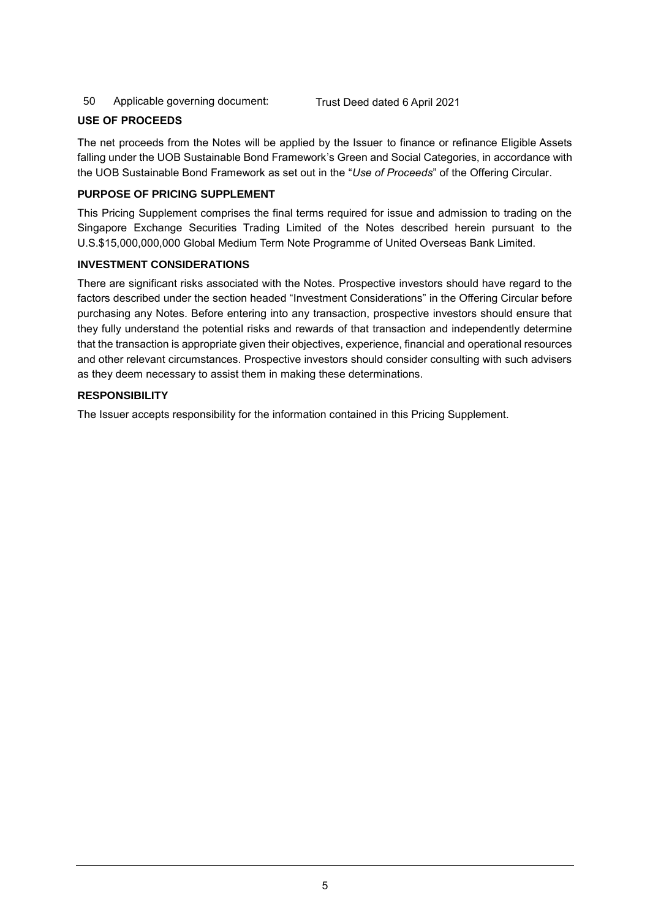| 50 | Applicable governing document: | Trust Deed dated 6 April 2021 |
| --- | --- | --- |

**USE OF PROCEEDS**

The net proceeds from the Notes will be applied by the Issuer to finance or refinance Eligible Assets falling under the UOB Sustainable Bond Framework's Green and Social Categories, in accordance with the UOB Sustainable Bond Framework as set out in the "*Use of Proceeds*" of the Offering Circular.

**PURPOSE OF PRICING SUPPLEMENT**

This Pricing Supplement comprises the final terms required for issue and admission to trading on the Singapore Exchange Securities Trading Limited of the Notes described herein pursuant to the U.S.$15,000,000,000 Global Medium Term Note Programme of United Overseas Bank Limited.

**INVESTMENT CONSIDERATIONS**

There are significant risks associated with the Notes. Prospective investors should have regard to the factors described under the section headed "Investment Considerations" in the Offering Circular before purchasing any Notes. Before entering into any transaction, prospective investors should ensure that they fully understand the potential risks and rewards of that transaction and independently determine that the transaction is appropriate given their objectives, experience, financial and operational resources and other relevant circumstances. Prospective investors should consider consulting with such advisers as they deem necessary to assist them in making these determinations.

**RESPONSIBILITY**

The Issuer accepts responsibility for the information contained in this Pricing Supplement.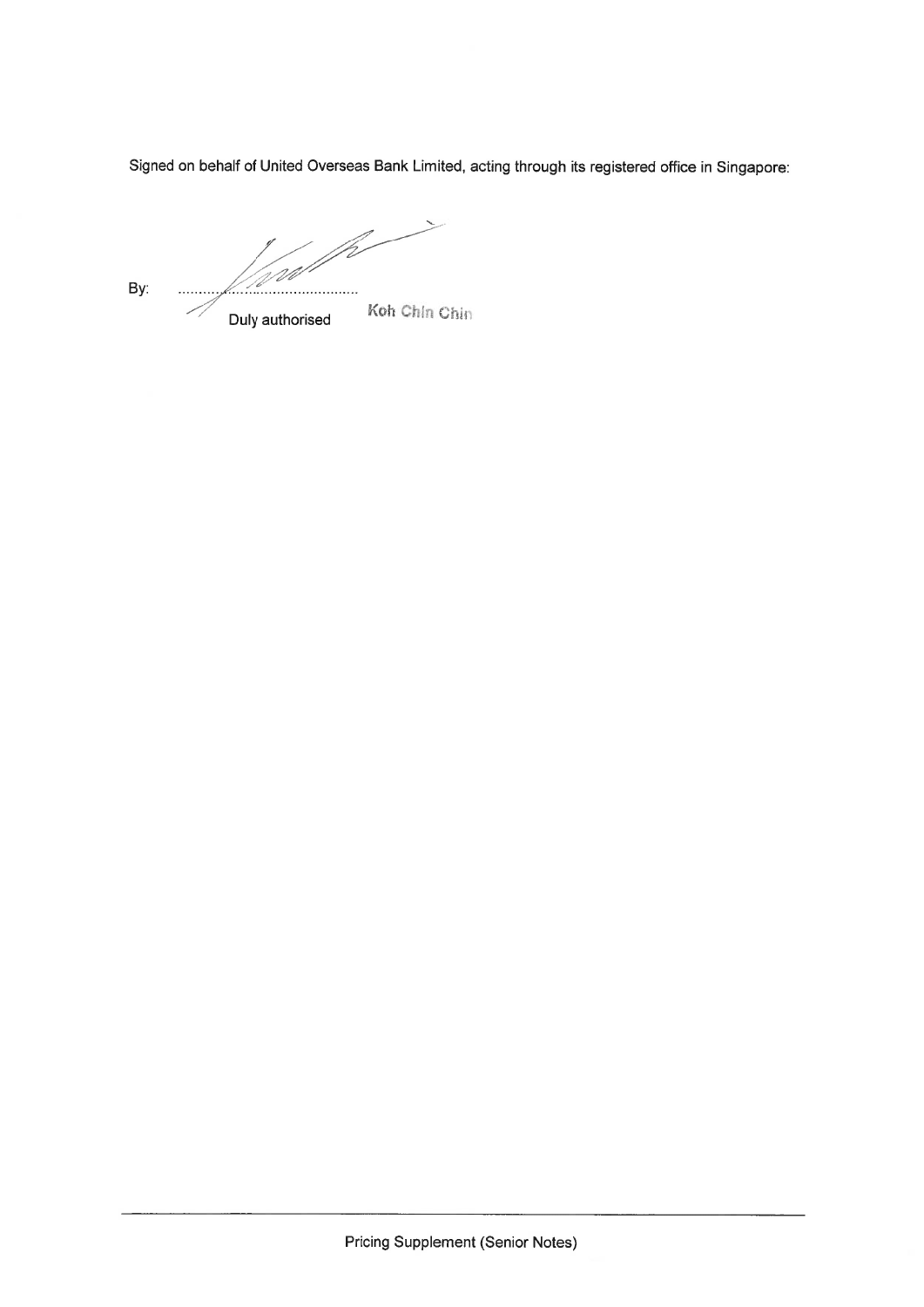Signed on behalf of United Overseas Bank Limited, acting through its registered office in Singapore:

By: ..........................................

Duly authorised Koh Chin Chin